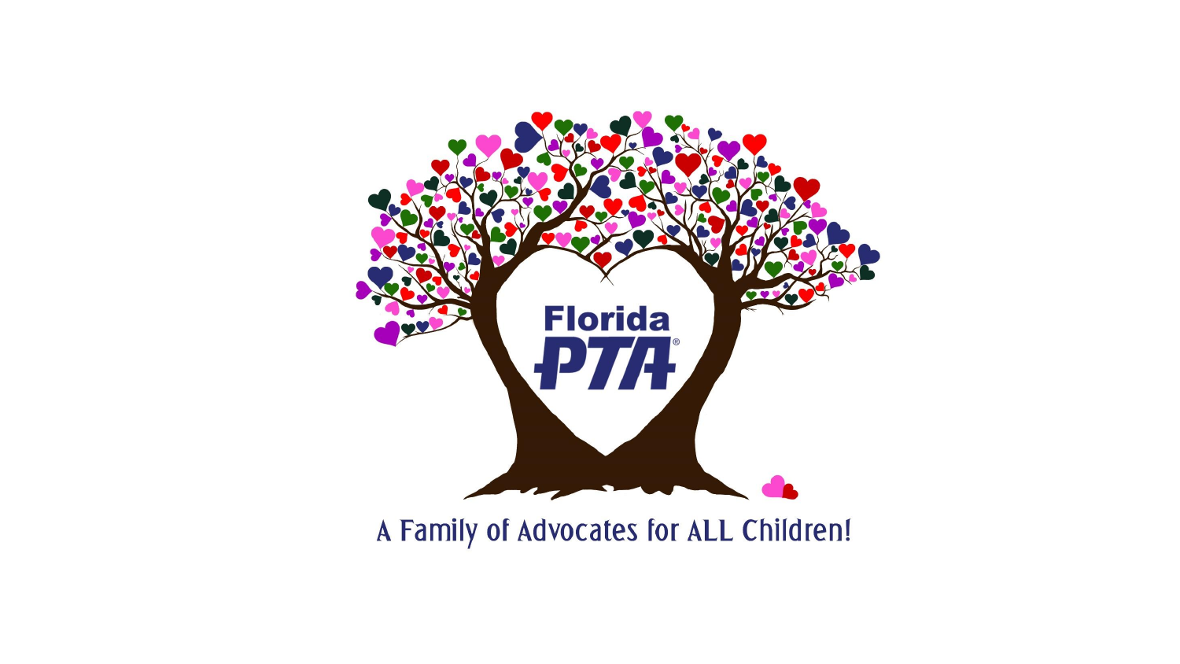Florida PTA®

A Family of Advocates for ALL Children!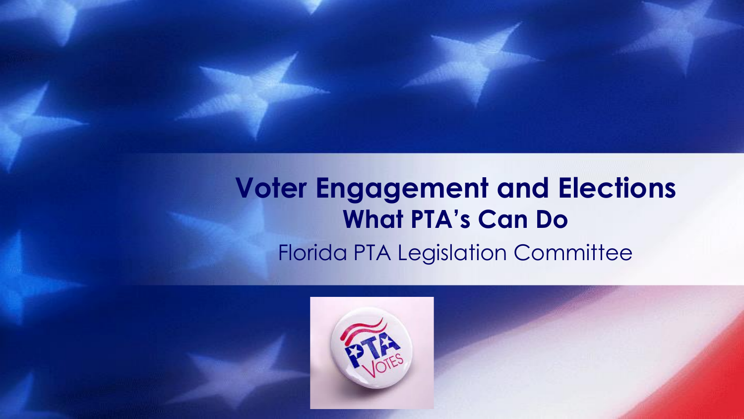# Voter Engagement and Elections

## What PTA's Can Do

Florida PTA Legislation Committee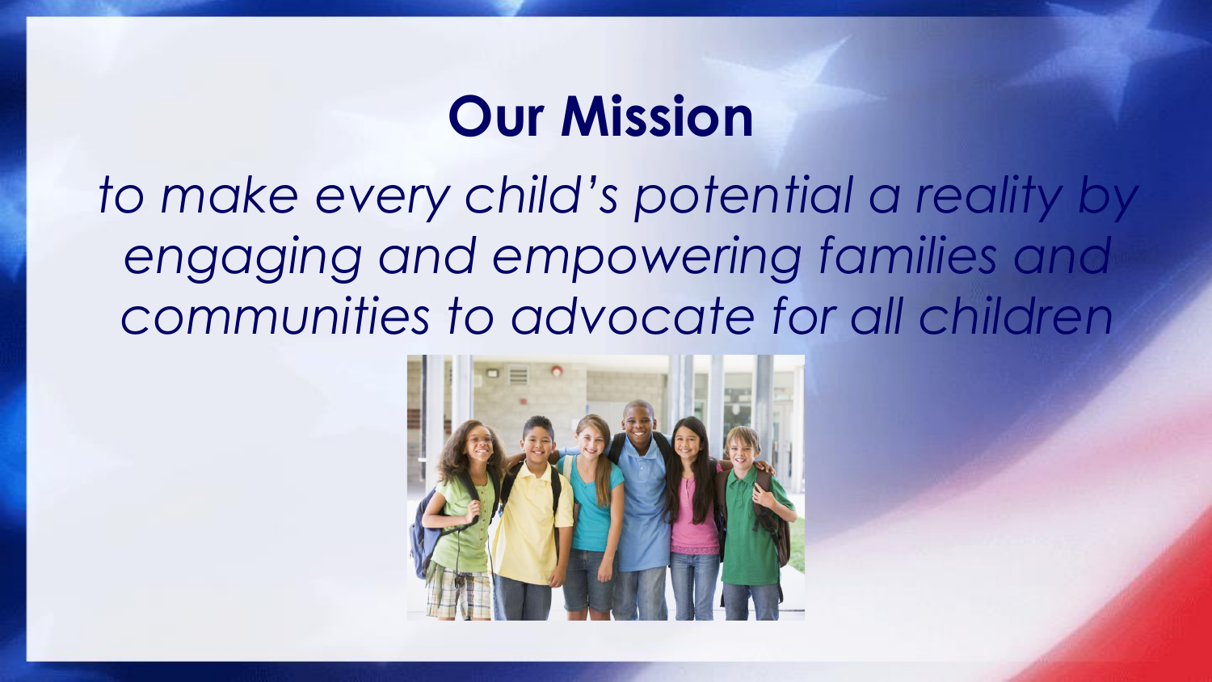# Our Mission

*to make every child's potential a reality by engaging and empowering families and communities to advocate for all children*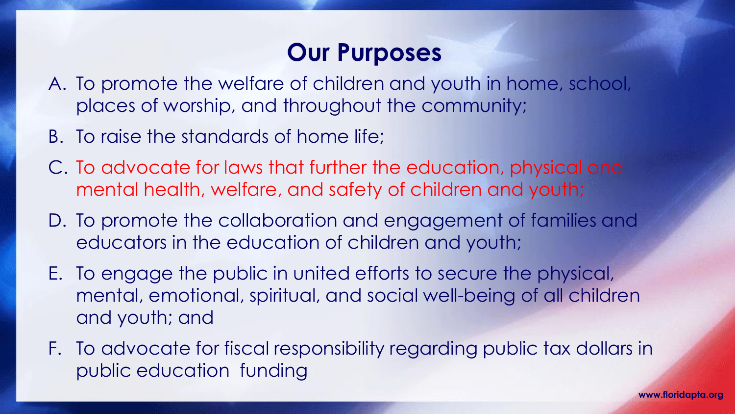## Our Purposes

A. To promote the welfare of children and youth in home, school, places of worship, and throughout the community;

B. To raise the standards of home life;

C. To advocate for laws that further the education, physical and mental health, welfare, and safety of children and youth;

D. To promote the collaboration and engagement of families and educators in the education of children and youth;

E. To engage the public in united efforts to secure the physical, mental, emotional, spiritual, and social well-being of all children and youth; and

F. To advocate for fiscal responsibility regarding public tax dollars in public education funding

www.floridapta.org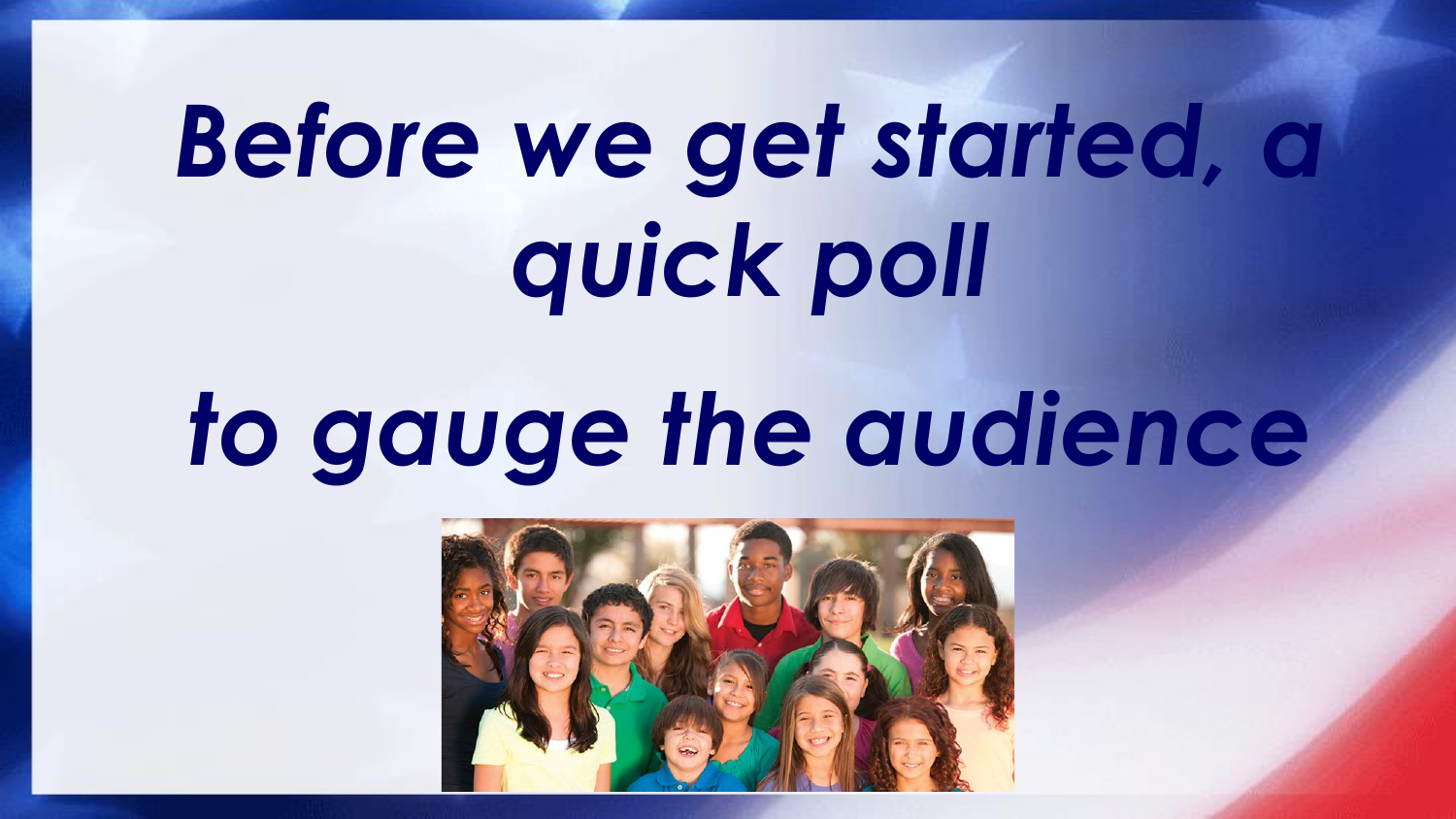# *Before we get started, a quick poll*

# *to gauge the audience*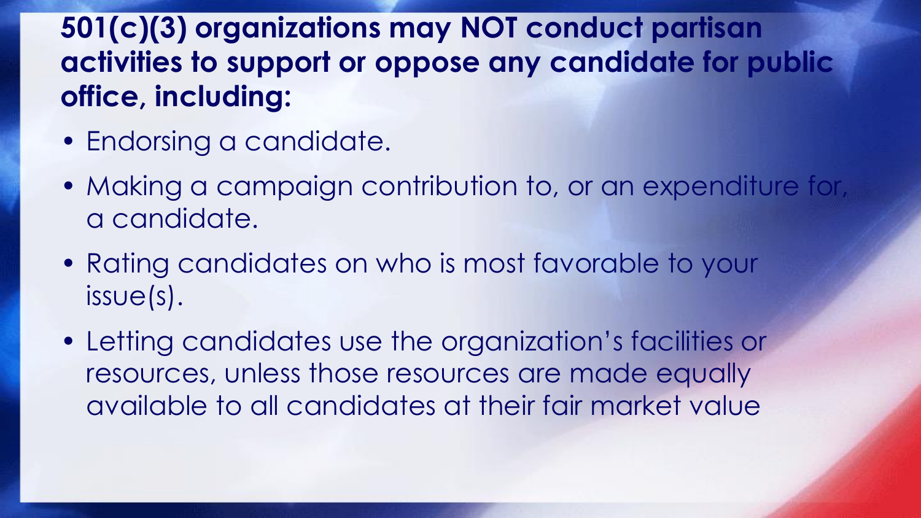**501(c)(3) organizations may NOT conduct partisan activities to support or oppose any candidate for public office, including:**

- Endorsing a candidate.
- Making a campaign contribution to, or an expenditure for, a candidate.
- Rating candidates on who is most favorable to your issue(s).
- Letting candidates use the organization's facilities or resources, unless those resources are made equally available to all candidates at their fair market value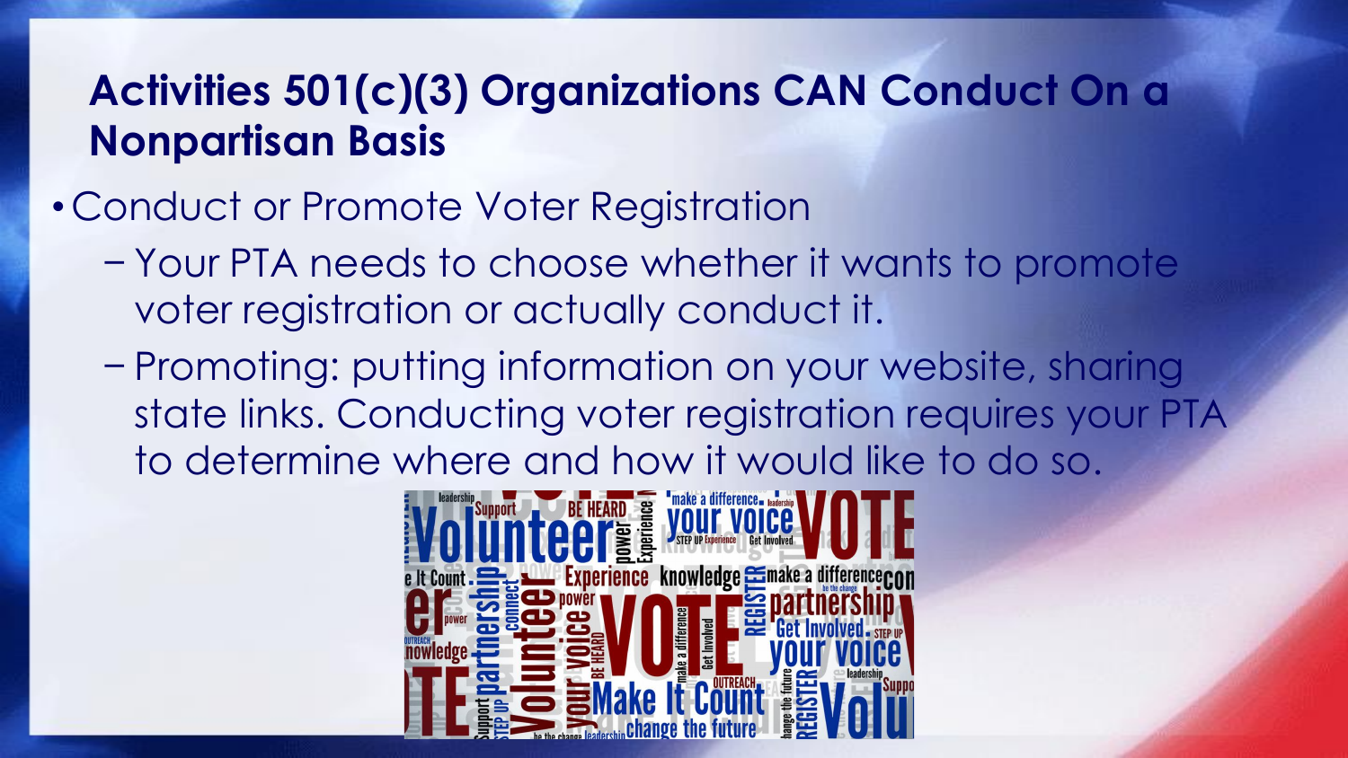# Activities 501(c)(3) Organizations CAN Conduct On a Nonpartisan Basis

- Conduct or Promote Voter Registration
  - Your PTA needs to choose whether it wants to promote voter registration or actually conduct it.
  - Promoting: putting information on your website, sharing state links. Conducting voter registration requires your PTA to determine where and how it would like to do so.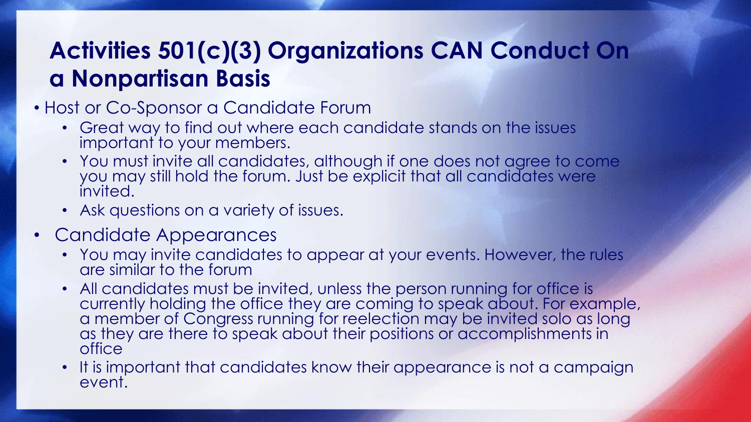# Activities 501(c)(3) Organizations CAN Conduct On a Nonpartisan Basis

- Host or Co-Sponsor a Candidate Forum
  - Great way to find out where each candidate stands on the issues important to your members.
  - You must invite all candidates, although if one does not agree to come you may still hold the forum. Just be explicit that all candidates were invited.
  - Ask questions on a variety of issues.
- Candidate Appearances
  - You may invite candidates to appear at your events. However, the rules are similar to the forum
  - All candidates must be invited, unless the person running for office is currently holding the office they are coming to speak about. For example, a member of Congress running for reelection may be invited solo as long as they are there to speak about their positions or accomplishments in office
  - It is important that candidates know their appearance is not a campaign event.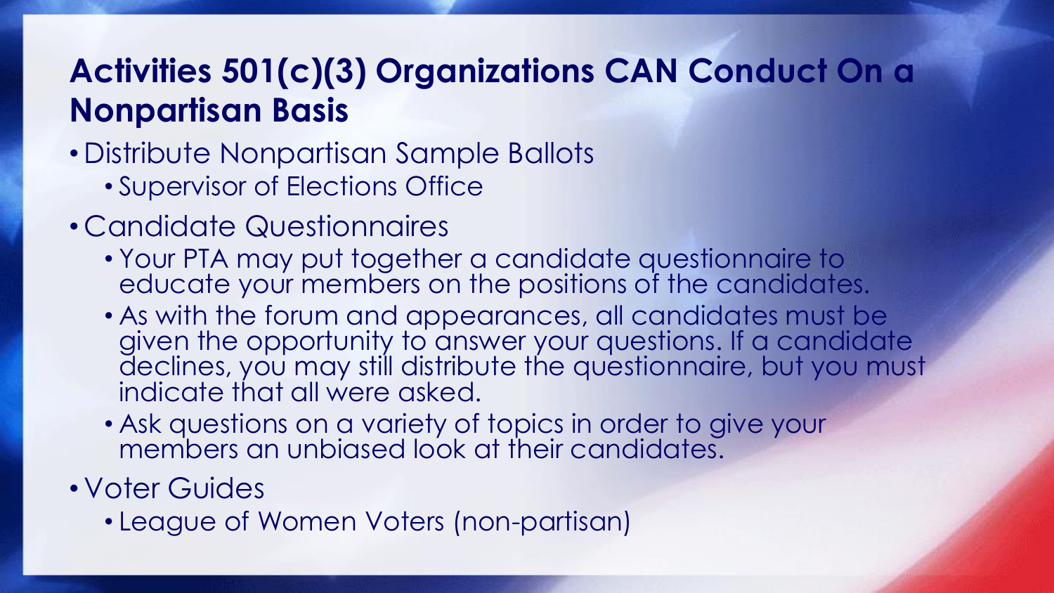## Activities 501(c)(3) Organizations CAN Conduct On a Nonpartisan Basis

- Distribute Nonpartisan Sample Ballots
  - Supervisor of Elections Office
- Candidate Questionnaires
  - Your PTA may put together a candidate questionnaire to educate your members on the positions of the candidates.
  - As with the forum and appearances, all candidates must be given the opportunity to answer your questions. If a candidate declines, you may still distribute the questionnaire, but you must indicate that all were asked.
  - Ask questions on a variety of topics in order to give your members an unbiased look at their candidates.
- Voter Guides
  - League of Women Voters (non-partisan)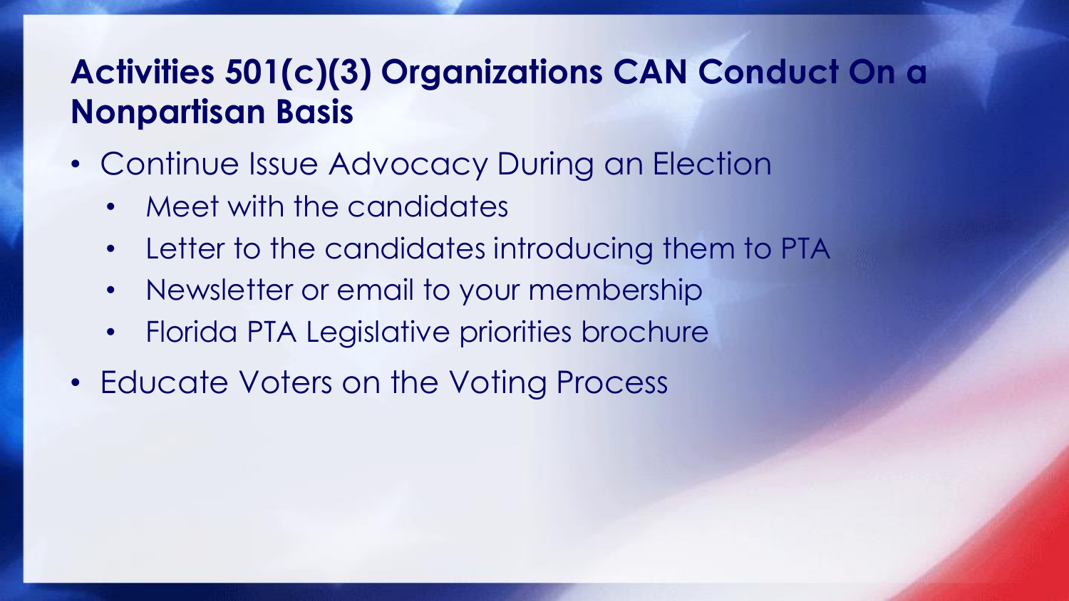## Activities 501(c)(3) Organizations CAN Conduct On a Nonpartisan Basis

- Continue Issue Advocacy During an Election
  - Meet with the candidates
  - Letter to the candidates introducing them to PTA
  - Newsletter or email to your membership
  - Florida PTA Legislative priorities brochure
- Educate Voters on the Voting Process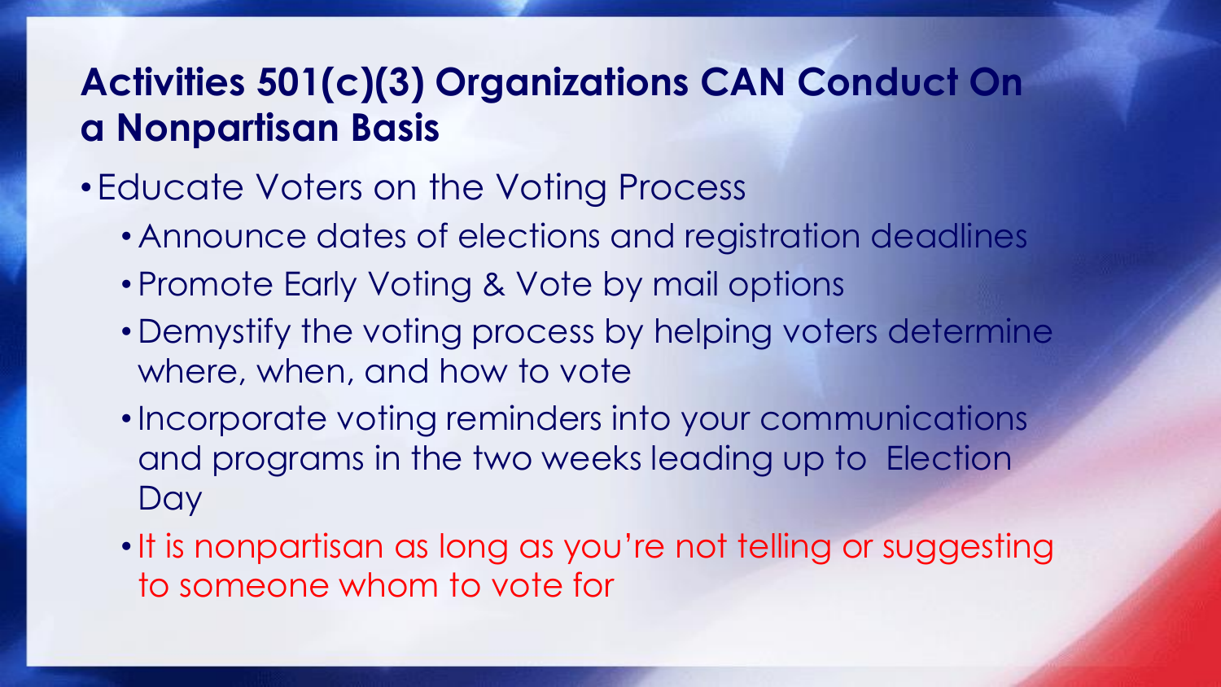## Activities 501(c)(3) Organizations CAN Conduct On a Nonpartisan Basis

- Educate Voters on the Voting Process
  - Announce dates of elections and registration deadlines
  - Promote Early Voting & Vote by mail options
  - Demystify the voting process by helping voters determine where, when, and how to vote
  - Incorporate voting reminders into your communications and programs in the two weeks leading up to Election Day
  - It is nonpartisan as long as you're not telling or suggesting to someone whom to vote for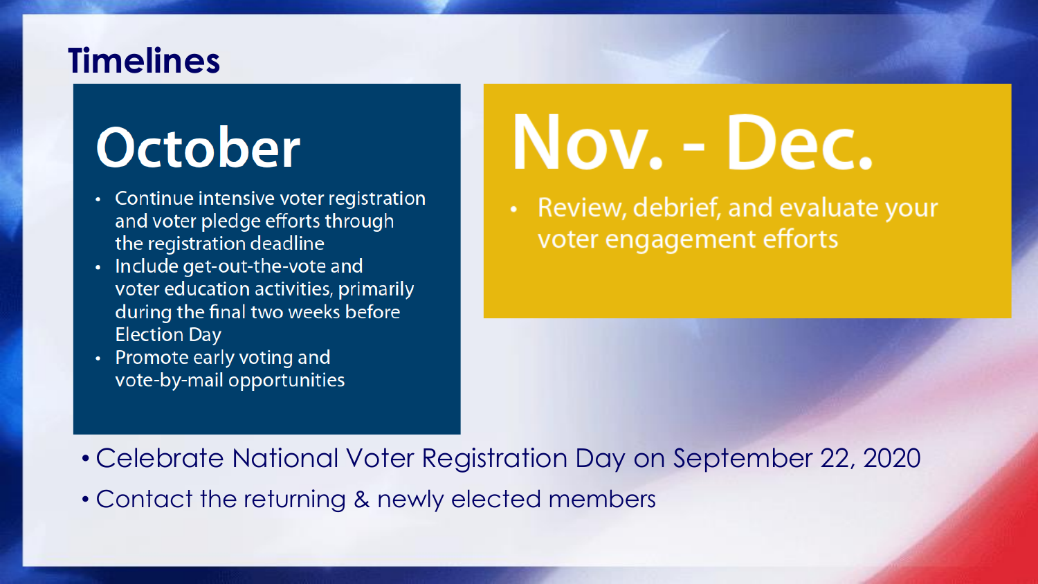# Timelines

## October

- Continue intensive voter registration and voter pledge efforts through the registration deadline
- Include get-out-the-vote and voter education activities, primarily during the final two weeks before Election Day
- Promote early voting and vote-by-mail opportunities

## Nov. - Dec.

- Review, debrief, and evaluate your voter engagement efforts

---

- Celebrate National Voter Registration Day on September 22, 2020
- Contact the returning & newly elected members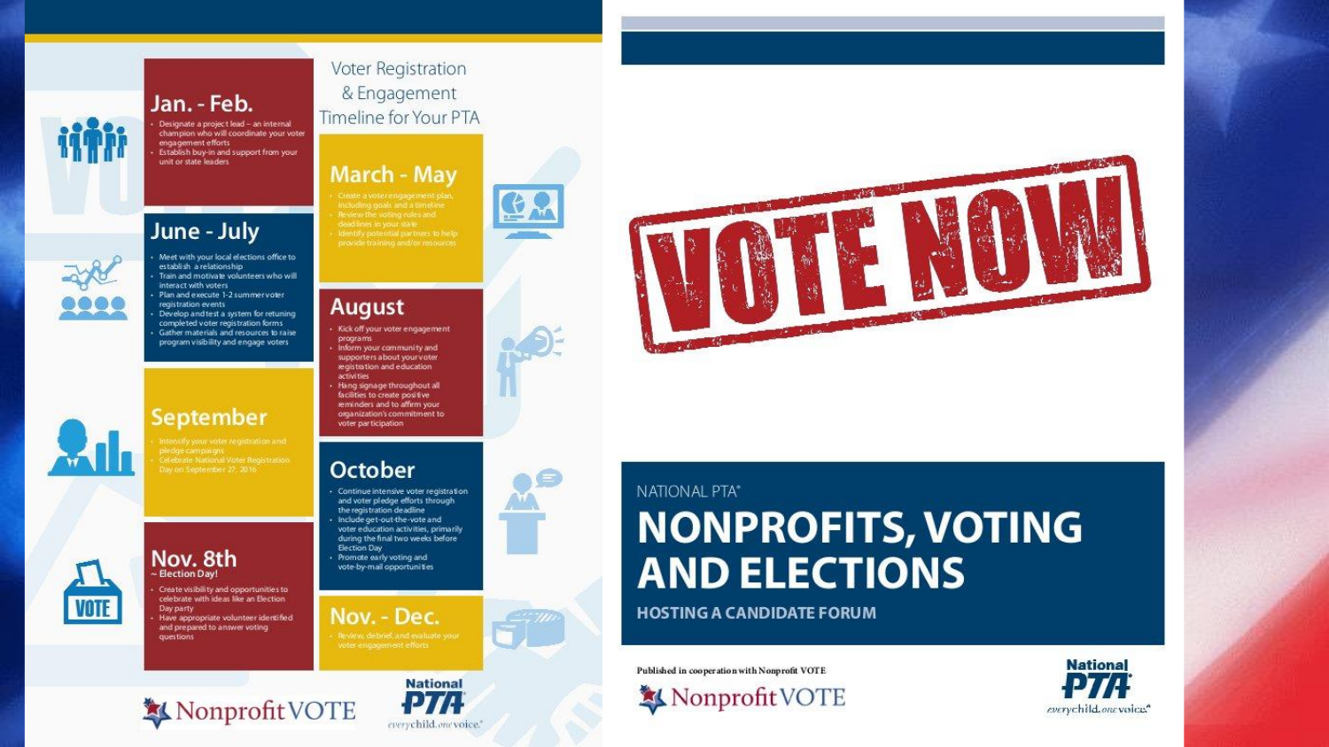# Voter Registration & Engagement Timeline for Your PTA

## Jan. - Feb.

- Designate a project lead – an internal champion who will coordinate your voter engagement efforts
- Establish buy-in and support from your unit or state leaders

## March - May

- Create a voter engagement plan, including goals and a timeline
- Review the voting rules and deadlines in your state
- Identify potential partners to help provide training and/or resources

## June - July

- Meet with your local elections office to establish a relationship
- Train and motivate volunteers who will interact with voters
- Plan and execute 1-2 summer voter registration events
- Develop and test a system for retuning completed voter registration forms
- Gather materials and resources to raise program visibility and engage voters

## August

- Kick off your voter engagement programs
- Inform your community and supporters about your voter registration and education activities
- Hang signage throughout all facilities to create positive reminders and to affirm your organization's commitment to voter participation

## September

- Intensify your voter registration and pledge campaigns
- Celebrate National Voter Registration Day on September 27, 2016

## October

- Continue intensive voter registration and voter pledge efforts through the registration deadline
- Include get-out-the-vote and voter education activities, primarily during the final two weeks before Election Day
- Promote early voting and vote-by-mail opportunities

## Nov. 8th ~ Election Day!

- Create visibility and opportunities to celebrate with ideas like an Election Day party
- Have appropriate volunteer identified and prepared to answer voting questions

## Nov. - Dec.

- Review, debrief, and evaluate your voter engagement efforts

Nonprofit VOTE | National PTA everychild. one voice.

---

VOTE NOW

NATIONAL PTA®

# NONPROFITS, VOTING AND ELECTIONS

## HOSTING A CANDIDATE FORUM

Published in cooperation with Nonprofit VOTE

Nonprofit VOTE | National PTA everychild. one voice.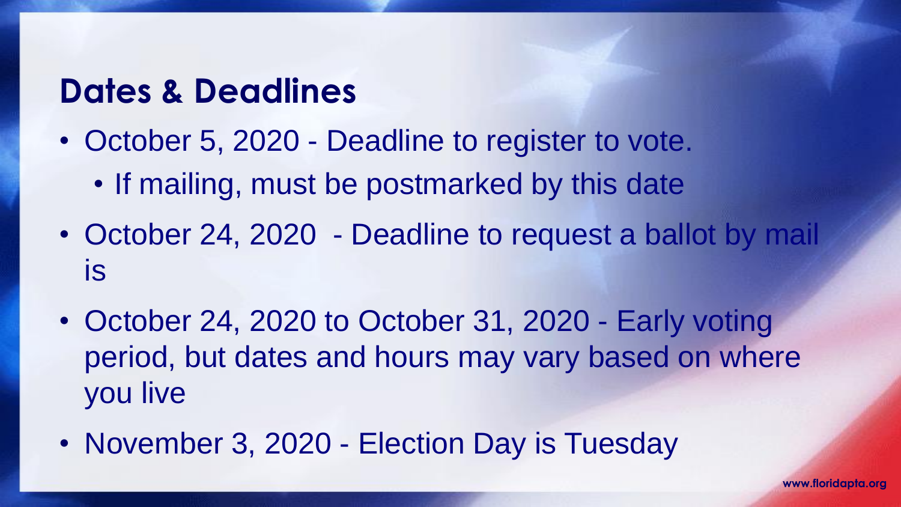## Dates & Deadlines

- October 5, 2020 - Deadline to register to vote.
  - If mailing, must be postmarked by this date
- October 24, 2020 - Deadline to request a ballot by mail is
- October 24, 2020 to October 31, 2020 - Early voting period, but dates and hours may vary based on where you live
- November 3, 2020 - Election Day is Tuesday

www.floridapta.org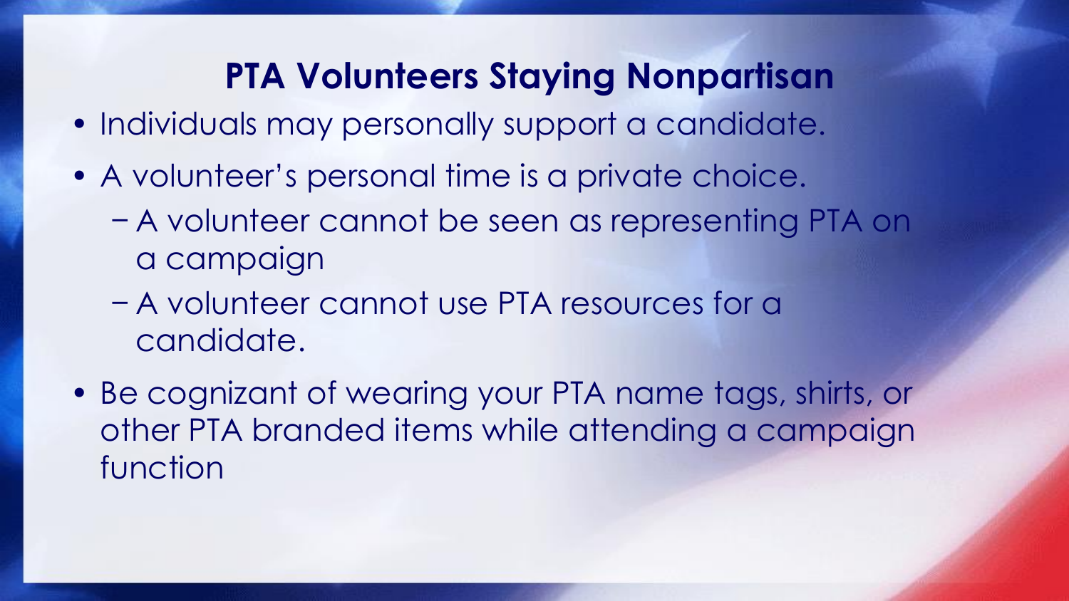## PTA Volunteers Staying Nonpartisan

- Individuals may personally support a candidate.
- A volunteer's personal time is a private choice.
  - A volunteer cannot be seen as representing PTA on a campaign
  - A volunteer cannot use PTA resources for a candidate.
- Be cognizant of wearing your PTA name tags, shirts, or other PTA branded items while attending a campaign function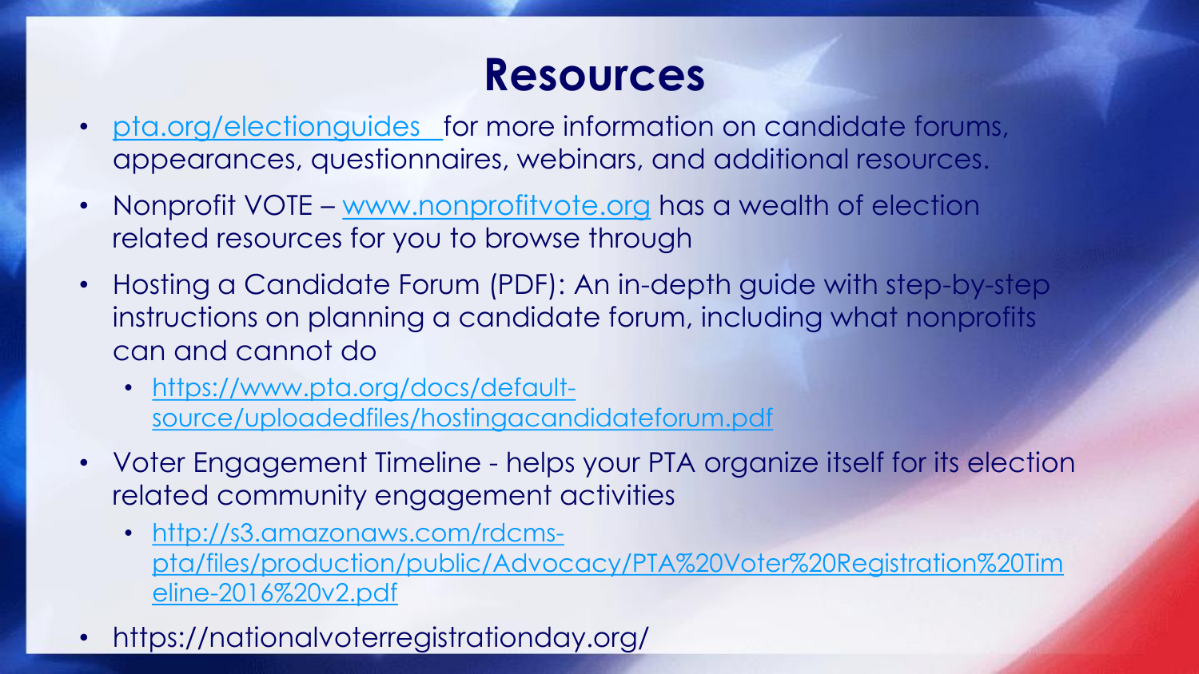# Resources

- pta.org/electionguides for more information on candidate forums, appearances, questionnaires, webinars, and additional resources.
- Nonprofit VOTE – www.nonprofitvote.org has a wealth of election related resources for you to browse through
- Hosting a Candidate Forum (PDF): An in-depth guide with step-by-step instructions on planning a candidate forum, including what nonprofits can and cannot do
  - https://www.pta.org/docs/default-source/uploadedfiles/hostingacandidateforum.pdf
- Voter Engagement Timeline - helps your PTA organize itself for its election related community engagement activities
  - http://s3.amazonaws.com/rdcms-pta/files/production/public/Advocacy/PTA%20Voter%20Registration%20Timeline-2016%20v2.pdf
- https://nationalvoterregistrationday.org/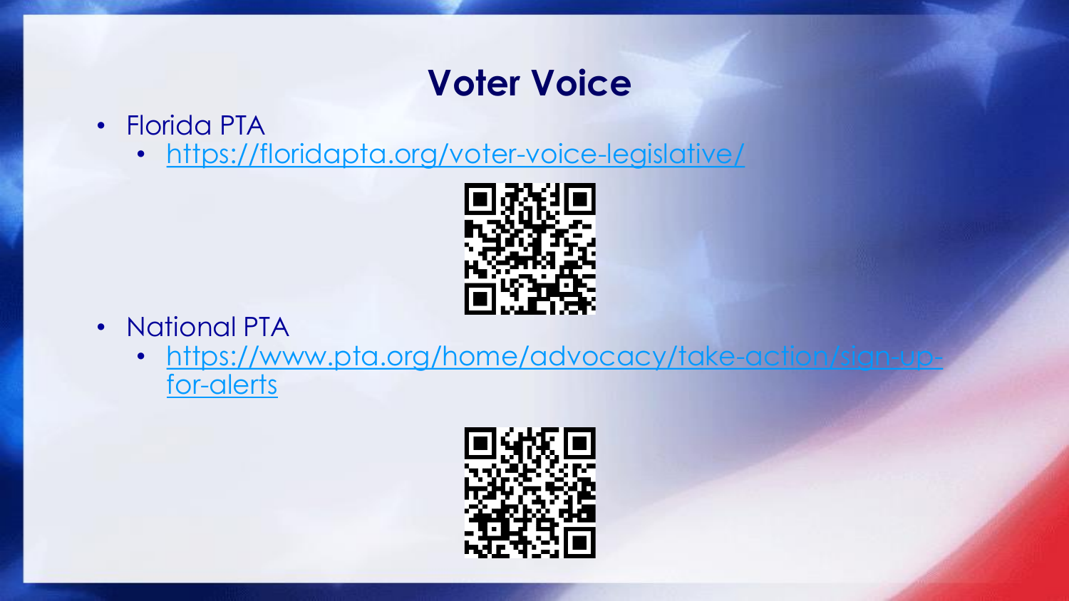# Voter Voice

- Florida PTA
  - https://floridapta.org/voter-voice-legislative/
- National PTA
  - https://www.pta.org/home/advocacy/take-action/sign-up-for-alerts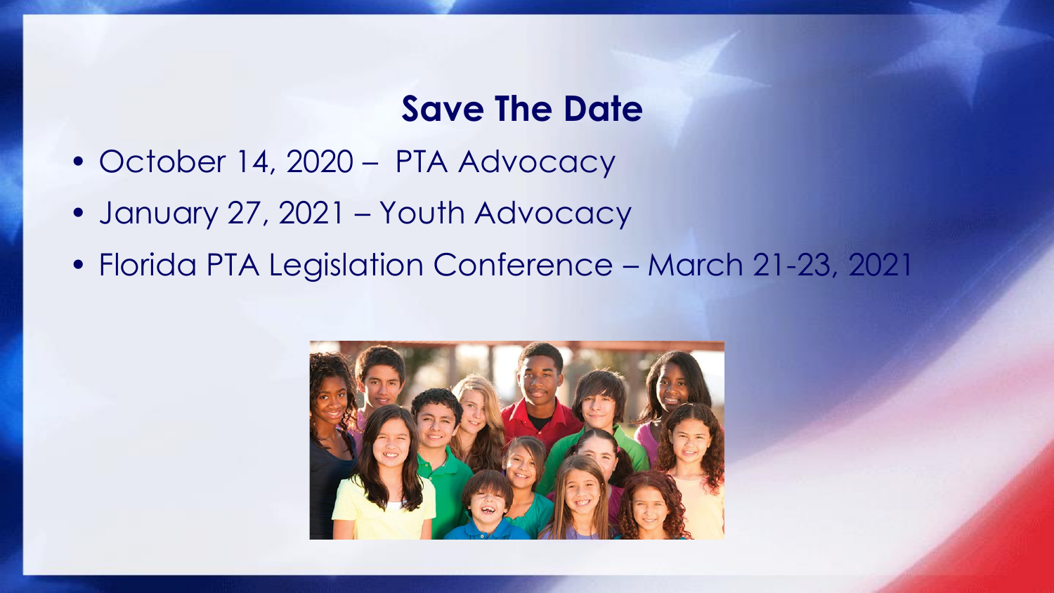## Save The Date

- October 14, 2020 – PTA Advocacy
- January 27, 2021 – Youth Advocacy
- Florida PTA Legislation Conference – March 21-23, 2021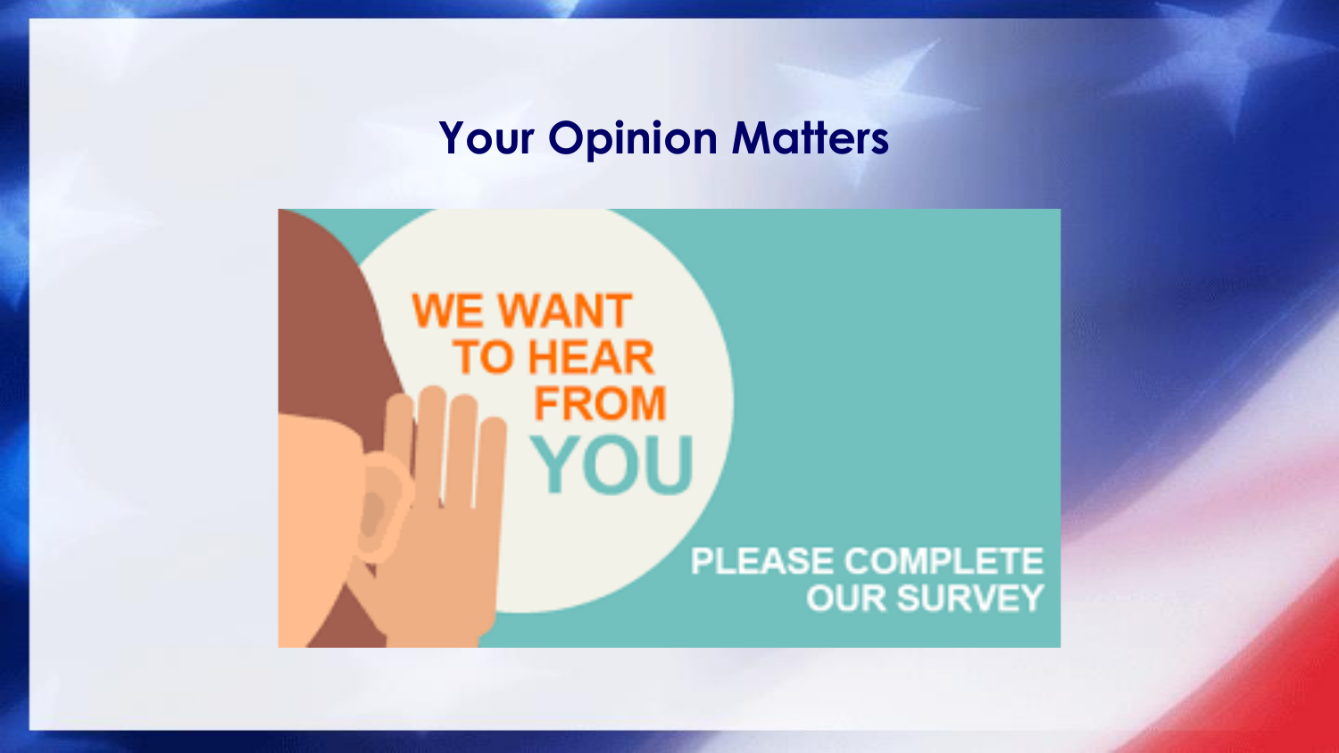# Your Opinion Matters

WE WANT TO HEAR FROM YOU

PLEASE COMPLETE OUR SURVEY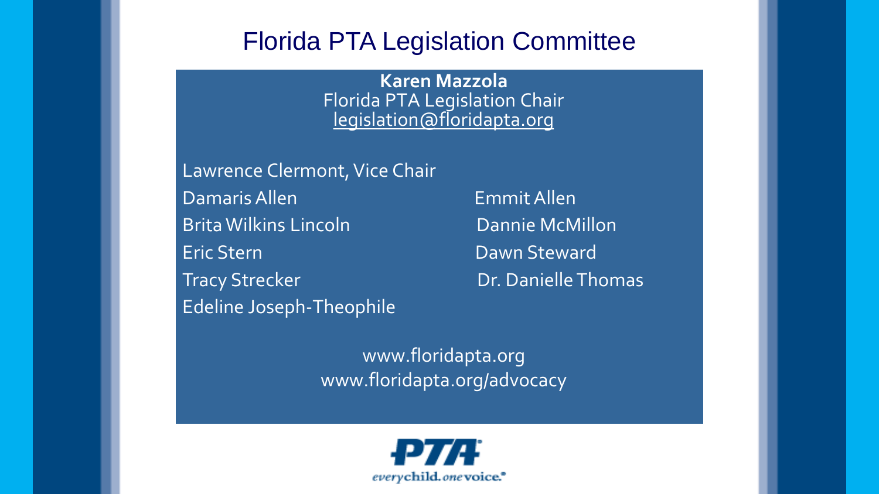# Florida PTA Legislation Committee

**Karen Mazzola**
Florida PTA Legislation Chair
legislation@floridapta.org

Lawrence Clermont, Vice Chair

Damaris Allen
Brita Wilkins Lincoln
Eric Stern
Tracy Strecker
Edeline Joseph-Theophile
Emmit Allen
Dannie McMillon
Dawn Steward
Dr. Danielle Thomas

www.floridapta.org
www.floridapta.org/advocacy

PTA
everychild. onevoice.®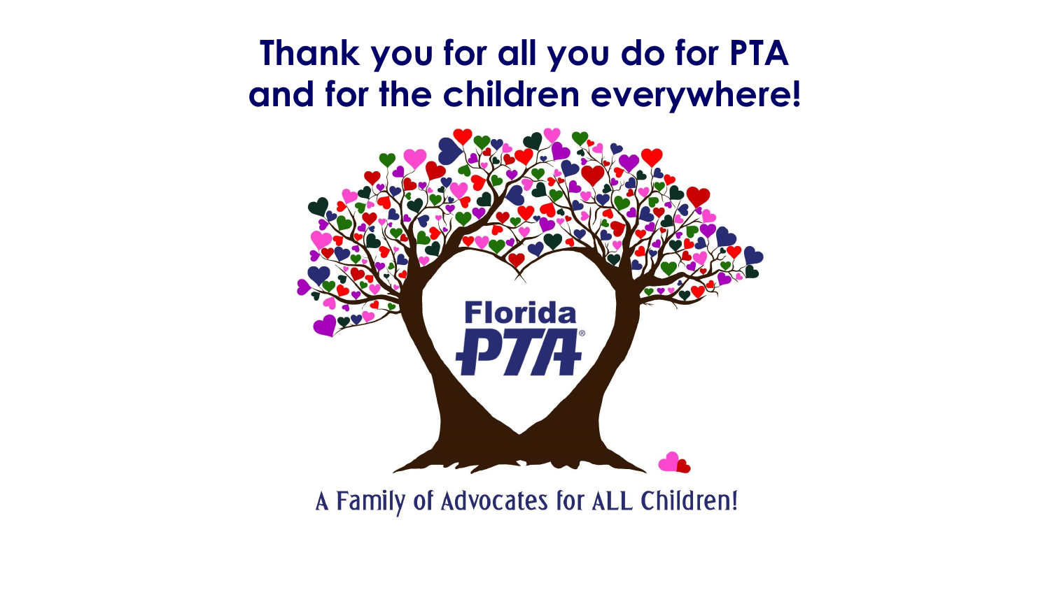# Thank you for all you do for PTA and for the children everywhere!

Florida PTA®

A Family of Advocates for ALL Children!